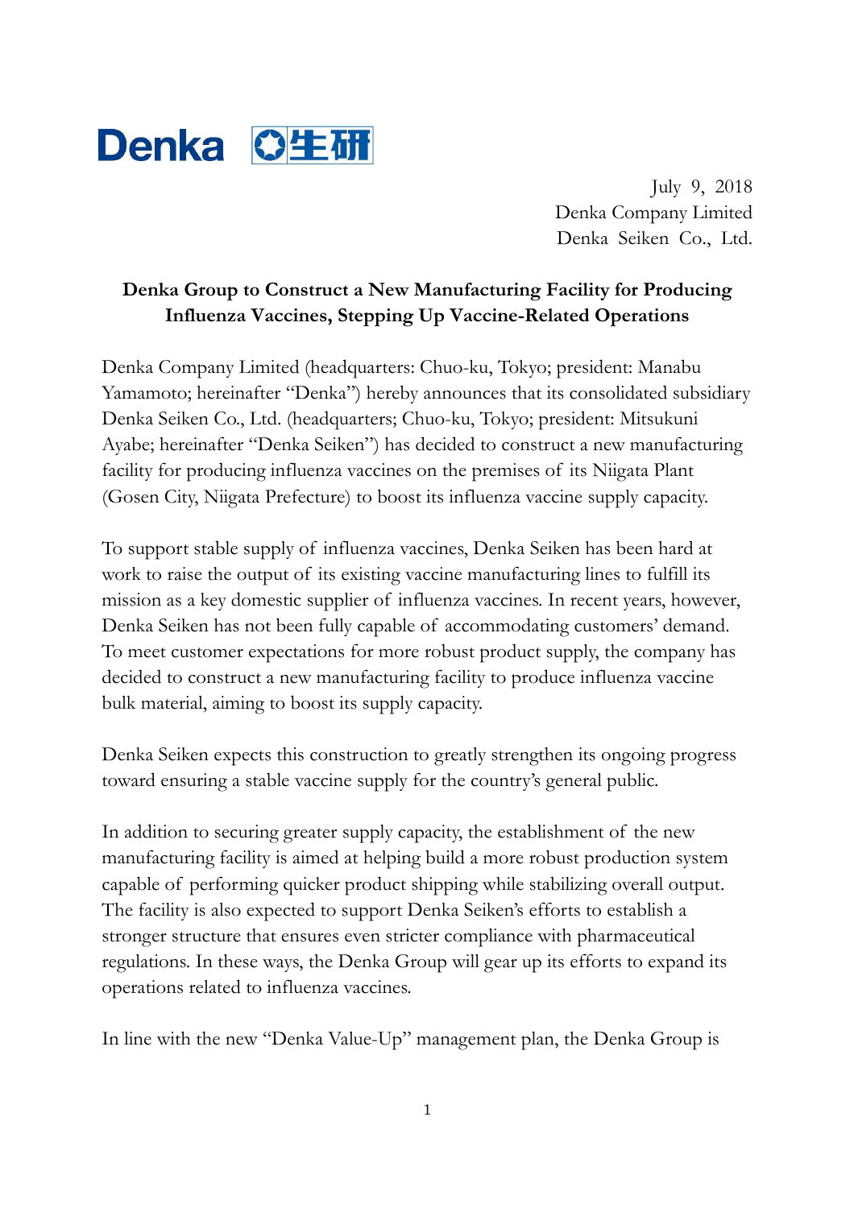Denka 生研

July 9, 2018
Denka Company Limited
Denka Seiken Co., Ltd.

**Denka Group to Construct a New Manufacturing Facility for Producing Influenza Vaccines, Stepping Up Vaccine-Related Operations**

Denka Company Limited (headquarters: Chuo-ku, Tokyo; president: Manabu Yamamoto; hereinafter "Denka") hereby announces that its consolidated subsidiary Denka Seiken Co., Ltd. (headquarters; Chuo-ku, Tokyo; president: Mitsukuni Ayabe; hereinafter "Denka Seiken") has decided to construct a new manufacturing facility for producing influenza vaccines on the premises of its Niigata Plant (Gosen City, Niigata Prefecture) to boost its influenza vaccine supply capacity.

To support stable supply of influenza vaccines, Denka Seiken has been hard at work to raise the output of its existing vaccine manufacturing lines to fulfill its mission as a key domestic supplier of influenza vaccines. In recent years, however, Denka Seiken has not been fully capable of accommodating customers' demand. To meet customer expectations for more robust product supply, the company has decided to construct a new manufacturing facility to produce influenza vaccine bulk material, aiming to boost its supply capacity.

Denka Seiken expects this construction to greatly strengthen its ongoing progress toward ensuring a stable vaccine supply for the country's general public.

In addition to securing greater supply capacity, the establishment of the new manufacturing facility is aimed at helping build a more robust production system capable of performing quicker product shipping while stabilizing overall output. The facility is also expected to support Denka Seiken's efforts to establish a stronger structure that ensures even stricter compliance with pharmaceutical regulations. In these ways, the Denka Group will gear up its efforts to expand its operations related to influenza vaccines.

In line with the new "Denka Value-Up" management plan, the Denka Group is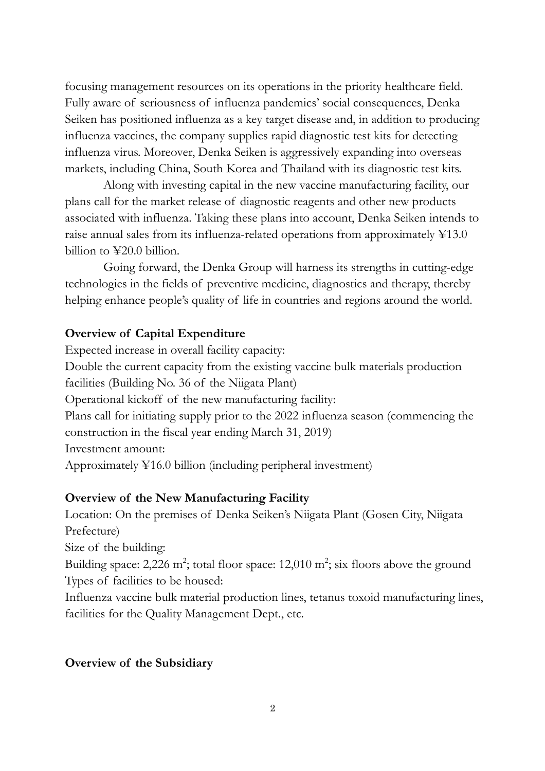focusing management resources on its operations in the priority healthcare field. Fully aware of seriousness of influenza pandemics' social consequences, Denka Seiken has positioned influenza as a key target disease and, in addition to producing influenza vaccines, the company supplies rapid diagnostic test kits for detecting influenza virus. Moreover, Denka Seiken is aggressively expanding into overseas markets, including China, South Korea and Thailand with its diagnostic test kits.

Along with investing capital in the new vaccine manufacturing facility, our plans call for the market release of diagnostic reagents and other new products associated with influenza. Taking these plans into account, Denka Seiken intends to raise annual sales from its influenza-related operations from approximately ¥13.0 billion to ¥20.0 billion.

Going forward, the Denka Group will harness its strengths in cutting-edge technologies in the fields of preventive medicine, diagnostics and therapy, thereby helping enhance people's quality of life in countries and regions around the world.

**Overview of Capital Expenditure**

Expected increase in overall facility capacity:
Double the current capacity from the existing vaccine bulk materials production facilities (Building No. 36 of the Niigata Plant)
Operational kickoff of the new manufacturing facility:
Plans call for initiating supply prior to the 2022 influenza season (commencing the construction in the fiscal year ending March 31, 2019)
Investment amount:
Approximately ¥16.0 billion (including peripheral investment)

**Overview of the New Manufacturing Facility**

Location: On the premises of Denka Seiken's Niigata Plant (Gosen City, Niigata Prefecture)
Size of the building:
Building space: 2,226 $m^2$; total floor space: 12,010 $m^2$; six floors above the ground
Types of facilities to be housed:
Influenza vaccine bulk material production lines, tetanus toxoid manufacturing lines, facilities for the Quality Management Dept., etc.

**Overview of the Subsidiary**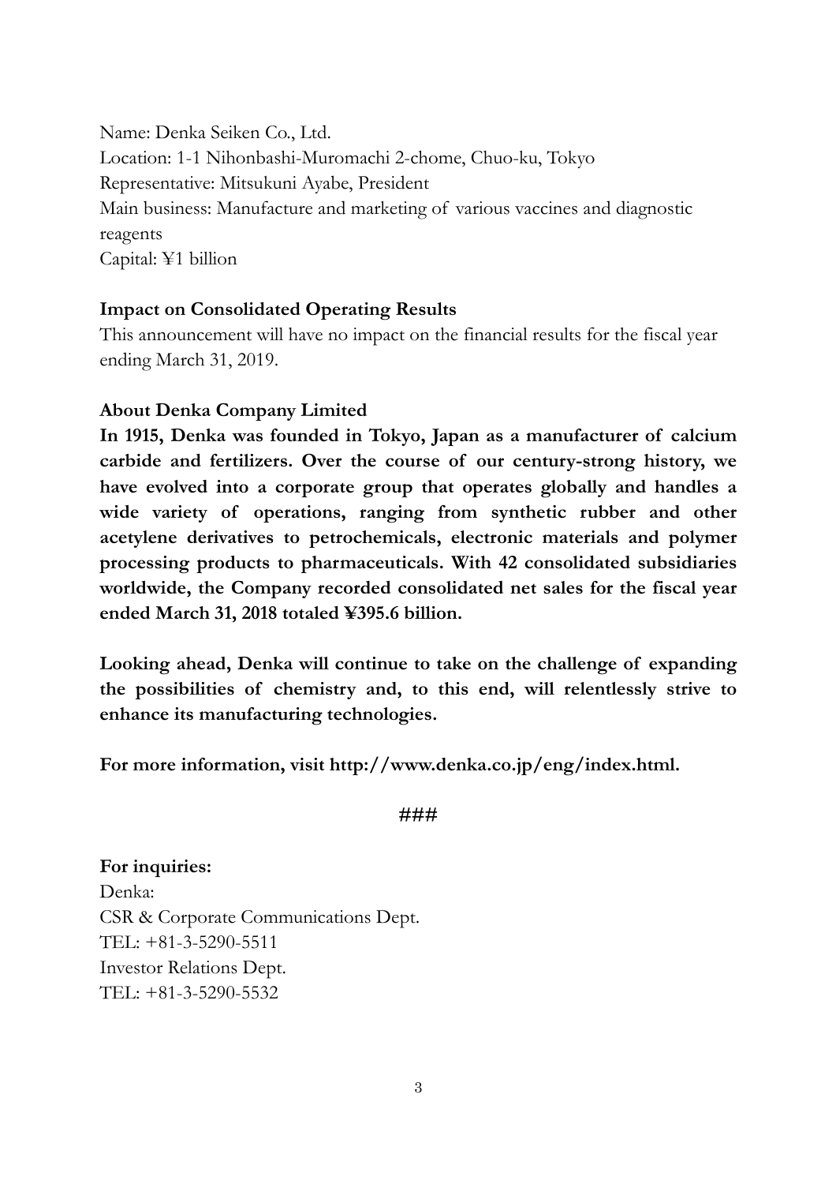Name: Denka Seiken Co., Ltd.
Location: 1-1 Nihonbashi-Muromachi 2-chome, Chuo-ku, Tokyo
Representative: Mitsukuni Ayabe, President
Main business: Manufacture and marketing of various vaccines and diagnostic reagents
Capital: ¥1 billion

**Impact on Consolidated Operating Results**

This announcement will have no impact on the financial results for the fiscal year ending March 31, 2019.

**About Denka Company Limited**

**In 1915, Denka was founded in Tokyo, Japan as a manufacturer of calcium carbide and fertilizers. Over the course of our century-strong history, we have evolved into a corporate group that operates globally and handles a wide variety of operations, ranging from synthetic rubber and other acetylene derivatives to petrochemicals, electronic materials and polymer processing products to pharmaceuticals. With 42 consolidated subsidiaries worldwide, the Company recorded consolidated net sales for the fiscal year ended March 31, 2018 totaled ¥395.6 billion.**

**Looking ahead, Denka will continue to take on the challenge of expanding the possibilities of chemistry and, to this end, will relentlessly strive to enhance its manufacturing technologies.**

**For more information, visit http://www.denka.co.jp/eng/index.html.**

###

**For inquiries:**

Denka:
CSR & Corporate Communications Dept.
TEL: +81-3-5290-5511
Investor Relations Dept.
TEL: +81-3-5290-5532